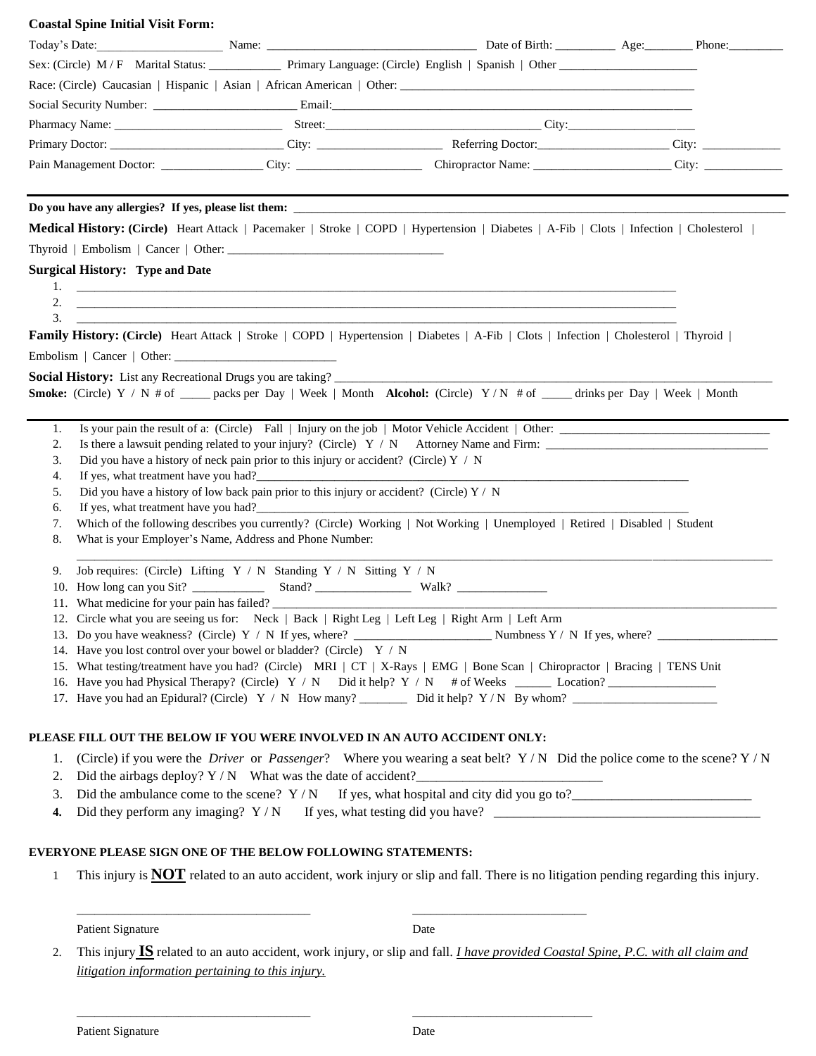**Coastal Spine Initial Visit Form:**

Today's Date:_____________________ Name: ___________________________________ Date of Birth: __________ Age:________ Phone:_________

Sex: (Circle) M / F Marital Status: ____________ Primary Language: (Circle) English | Spanish | Other _______________________

Race: (Circle) Caucasian | Hispanic | Asian | African American | Other: ___________________________________________________

Social Security Number: ________________________ Email:____________________________________________________________

Pharmacy Name: ____________________________ Street:___________________________________ City:_______________________

Primary Doctor: ______________________________ City: _____________________ Referring Doctor:______________________ City: _____________

Pain Management Doctor: _________________ City: _____________________ Chiropractor Name: _______________________ City: _____________

---

**Do you have any allergies? If yes, please list them:** ____________________________________________________________________________

**Medical History: (Circle)** Heart Attack | Pacemaker | Stroke | COPD | Hypertension | Diabetes | A-Fib | Clots | Infection | Cholesterol | Thyroid | Embolism | Cancer | Other: ____________________________________

**Surgical History: Type and Date**

1. ____________________________________________________________________________________________
2. ____________________________________________________________________________________________
3. ____________________________________________________________________________________________

**Family History: (Circle)** Heart Attack | Stroke | COPD | Hypertension | Diabetes | A-Fib | Clots | Infection | Cholesterol | Thyroid | Embolism | Cancer | Other: ___________________________

**Social History:** List any Recreational Drugs you are taking? ______________________________________________________________________

**Smoke:** (Circle) Y / N # of _____ packs per Day | Week | Month **Alcohol:** (Circle) Y / N # of _____ drinks per Day | Week | Month

---

1. Is your pain the result of a: (Circle) Fall | Injury on the job | Motor Vehicle Accident | Other: ___________________________________
2. Is there a lawsuit pending related to your injury? (Circle) Y / N Attorney Name and Firm: _____________________________________
3. Did you have a history of neck pain prior to this injury or accident? (Circle) Y / N
4. If yes, what treatment have you had?___________________________________________________________________________
5. Did you have a history of low back pain prior to this injury or accident? (Circle) Y / N
6. If yes, what treatment have you had?___________________________________________________________________________
7. Which of the following describes you currently? (Circle) Working | Not Working | Unemployed | Retired | Disabled | Student
8. What is your Employer's Name, Address and Phone Number: ______________________________________________________________________________________________
9. Job requires: (Circle) Lifting Y / N Standing Y / N Sitting Y / N
10. How long can you Sit? ____________ Stand? ________________ Walk? _______________
11. What medicine for your pain has failed? ___________________________________________________________________________________
12. Circle what you are seeing us for: Neck | Back | Right Leg | Left Leg | Right Arm | Left Arm
13. Do you have weakness? (Circle) Y / N If yes, where? _______________________ Numbness Y / N If yes, where? ____________________
14. Have you lost control over your bowel or bladder? (Circle) Y / N
15. What testing/treatment have you had? (Circle) MRI | CT | X-Rays | EMG | Bone Scan | Chiropractor | Bracing | TENS Unit
16. Have you had Physical Therapy? (Circle) Y / N Did it help? Y / N # of Weeks ______ Location? __________________
17. Have you had an Epidural? (Circle) Y / N How many? ________ Did it help? Y / N By whom? ________________________

**PLEASE FILL OUT THE BELOW IF YOU WERE INVOLVED IN AN AUTO ACCIDENT ONLY:**

1. (Circle) if you were the *Driver* or *Passenger*? Where you wearing a seat belt? Y / N Did the police come to the scene? Y / N
2. Did the airbags deploy? Y / N What was the date of accident?_____________________________
3. Did the ambulance come to the scene? Y / N If yes, what hospital and city did you go to?___________________________
4. Did they perform any imaging? Y / N If yes, what testing did you have? _________________________________________

**EVERYONE PLEASE SIGN ONE OF THE BELOW FOLLOWING STATEMENTS:**

1. This injury is **NOT** related to an auto accident, work injury or slip and fall. There is no litigation pending regarding this injury.

   _____________________________________ ____________________________

   Patient Signature Date

2. This injury **IS** related to an auto accident, work injury, or slip and fall. *I have provided Coastal Spine, P.C. with all claim and litigation information pertaining to this injury.*

   _____________________________________ ____________________________

   Patient Signature Date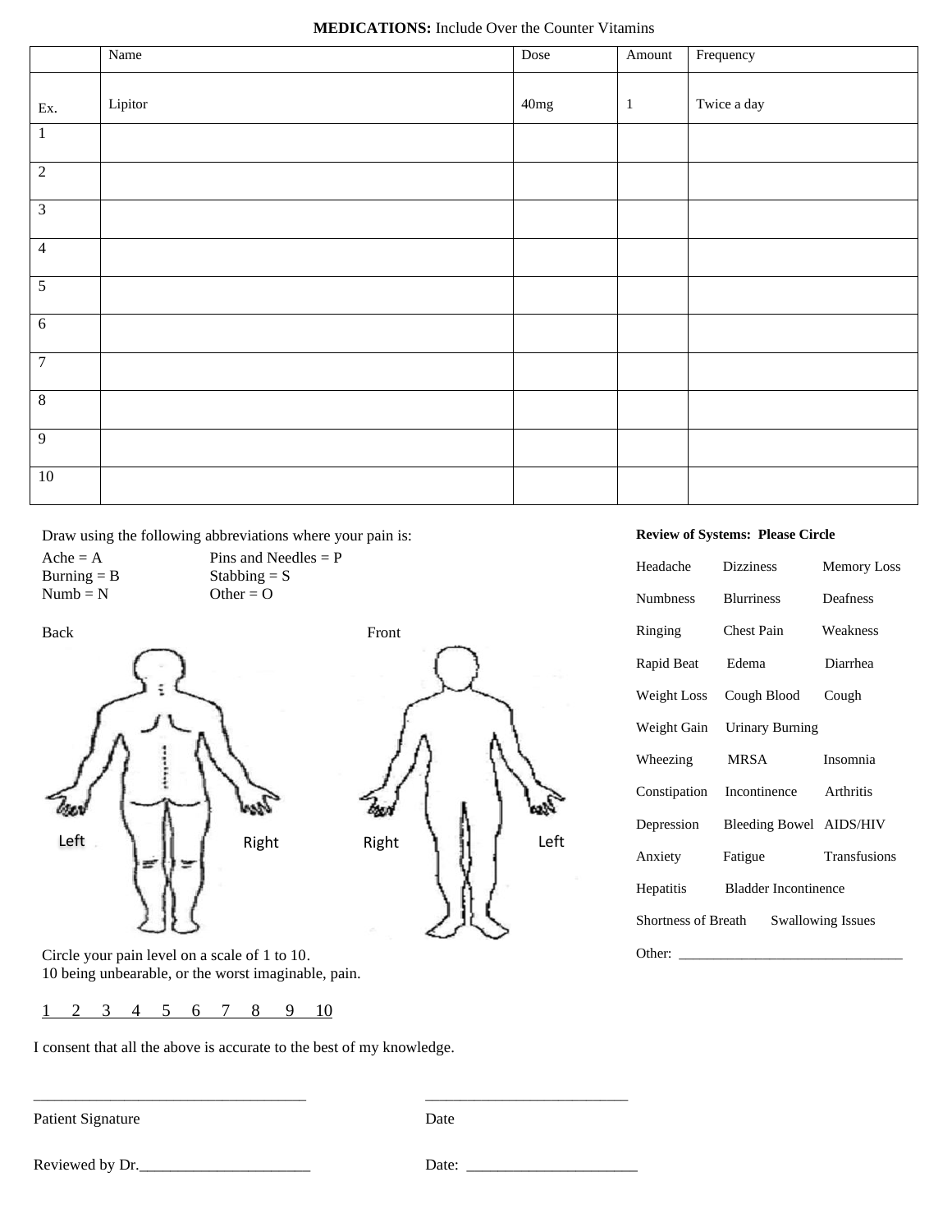**MEDICATIONS:** Include Over the Counter Vitamins

| | Name | Dose | Amount | Frequency |
|---|---|---|---|---|
| Ex. | Lipitor | 40mg | 1 | Twice a day |
| 1 | | | | |
| 2 | | | | |
| 3 | | | | |
| 4 | | | | |
| 5 | | | | |
| 6 | | | | |
| 7 | | | | |
| 8 | | | | |
| 9 | | | | |
| 10 | | | | |

Draw using the following abbreviations where your pain is:

Ache = A　　Pins and Needles = P
Burning = B　　Stabbing = S
Numb = N　　Other = O

Back　　Front

Left　Right　Right　Left

Circle your pain level on a scale of 1 to 10.
10 being unbearable, or the worst imaginable, pain.

1 2 3 4 5 6 7 8 9 10

**Review of Systems: Please Circle**

Headache　Dizziness　Memory Loss

Numbness　Blurriness　Deafness

Ringing　Chest Pain　Weakness

Rapid Beat　Edema　Diarrhea

Weight Loss　Cough Blood　Cough

Weight Gain　Urinary Burning

Wheezing　MRSA　Insomnia

Constipation　Incontinence　Arthritis

Depression　Bleeding Bowel　AIDS/HIV

Anxiety　Fatigue　Transfusions

Hepatitis　Bladder Incontinence

Shortness of Breath　Swallowing Issues

Other: _______________________________

I consent that all the above is accurate to the best of my knowledge.

___________________________________　　__________________________

Patient Signature　　Date

Reviewed by Dr.______________________　　Date: ______________________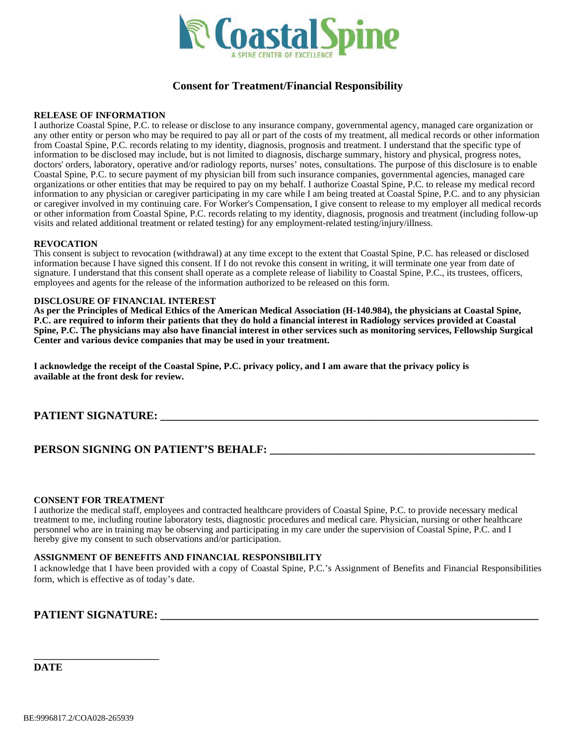**CoastalSpine**
A SPINE CENTER OF EXCELLENCE

## Consent for Treatment/Financial Responsibility

**RELEASE OF INFORMATION**

I authorize Coastal Spine, P.C. to release or disclose to any insurance company, governmental agency, managed care organization or any other entity or person who may be required to pay all or part of the costs of my treatment, all medical records or other information from Coastal Spine, P.C. records relating to my identity, diagnosis, prognosis and treatment. I understand that the specific type of information to be disclosed may include, but is not limited to diagnosis, discharge summary, history and physical, progress notes, doctors' orders, laboratory, operative and/or radiology reports, nurses' notes, consultations. The purpose of this disclosure is to enable Coastal Spine, P.C. to secure payment of my physician bill from such insurance companies, governmental agencies, managed care organizations or other entities that may be required to pay on my behalf. I authorize Coastal Spine, P.C. to release my medical record information to any physician or caregiver participating in my care while I am being treated at Coastal Spine, P.C. and to any physician or caregiver involved in my continuing care. For Worker's Compensation, I give consent to release to my employer all medical records or other information from Coastal Spine, P.C. records relating to my identity, diagnosis, prognosis and treatment (including follow-up visits and related additional treatment or related testing) for any employment-related testing/injury/illness.

**REVOCATION**

This consent is subject to revocation (withdrawal) at any time except to the extent that Coastal Spine, P.C. has released or disclosed information because I have signed this consent. If I do not revoke this consent in writing, it will terminate one year from date of signature. I understand that this consent shall operate as a complete release of liability to Coastal Spine, P.C., its trustees, officers, employees and agents for the release of the information authorized to be released on this form.

**DISCLOSURE OF FINANCIAL INTEREST**

**As per the Principles of Medical Ethics of the American Medical Association (H-140.984), the physicians at Coastal Spine, P.C. are required to inform their patients that they do hold a financial interest in Radiology services provided at Coastal Spine, P.C. The physicians may also have financial interest in other services such as monitoring services, Fellowship Surgical Center and various device companies that may be used in your treatment.**

**I acknowledge the receipt of the Coastal Spine, P.C. privacy policy, and I am aware that the privacy policy is available at the front desk for review.**

**PATIENT SIGNATURE: \_\_\_\_\_\_\_\_\_\_\_\_\_\_\_\_\_\_\_\_\_\_\_\_\_\_\_\_\_\_\_\_\_\_\_\_\_\_\_\_\_\_\_\_\_\_\_\_**

**PERSON SIGNING ON PATIENT'S BEHALF: \_\_\_\_\_\_\_\_\_\_\_\_\_\_\_\_\_\_\_\_\_\_\_\_\_\_\_\_\_\_\_\_\_\_**

**CONSENT FOR TREATMENT**

I authorize the medical staff, employees and contracted healthcare providers of Coastal Spine, P.C. to provide necessary medical treatment to me, including routine laboratory tests, diagnostic procedures and medical care. Physician, nursing or other healthcare personnel who are in training may be observing and participating in my care under the supervision of Coastal Spine, P.C. and I hereby give my consent to such observations and/or participation.

**ASSIGNMENT OF BENEFITS AND FINANCIAL RESPONSIBILITY**

I acknowledge that I have been provided with a copy of Coastal Spine, P.C.'s Assignment of Benefits and Financial Responsibilities form, which is effective as of today's date.

**PATIENT SIGNATURE: \_\_\_\_\_\_\_\_\_\_\_\_\_\_\_\_\_\_\_\_\_\_\_\_\_\_\_\_\_\_\_\_\_\_\_\_\_\_\_\_\_\_\_\_\_\_\_\_**

\_\_\_\_\_\_\_\_\_\_\_\_\_\_\_\_\_\_\_\_\_\_\_\_

**DATE**

BE:9996817.2/COA028-265939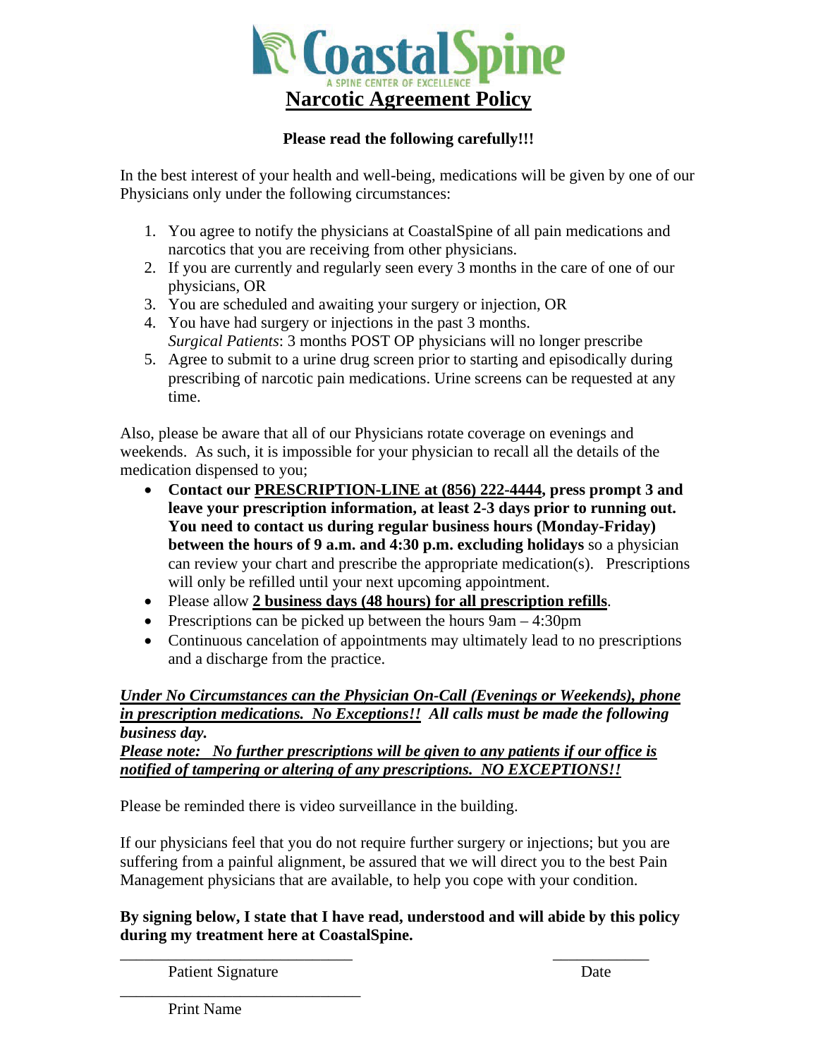CoastalSpine

A SPINE CENTER OF EXCELLENCE

# Narcotic Agreement Policy

**Please read the following carefully!!!**

In the best interest of your health and well-being, medications will be given by one of our Physicians only under the following circumstances:

1. You agree to notify the physicians at CoastalSpine of all pain medications and narcotics that you are receiving from other physicians.
2. If you are currently and regularly seen every 3 months in the care of one of our physicians, OR
3. You are scheduled and awaiting your surgery or injection, OR
4. You have had surgery or injections in the past 3 months.
   *Surgical Patients*: 3 months POST OP physicians will no longer prescribe
5. Agree to submit to a urine drug screen prior to starting and episodically during prescribing of narcotic pain medications. Urine screens can be requested at any time.

Also, please be aware that all of our Physicians rotate coverage on evenings and weekends. As such, it is impossible for your physician to recall all the details of the medication dispensed to you;

- **Contact our <u>PRESCRIPTION-LINE at (856) 222-4444</u>, press prompt 3 and leave your prescription information, at least 2-3 days prior to running out. You need to contact us during regular business hours (Monday-Friday) between the hours of 9 a.m. and 4:30 p.m. excluding holidays** so a physician can review your chart and prescribe the appropriate medication(s). Prescriptions will only be refilled until your next upcoming appointment.
- Please allow **<u>2 business days (48 hours) for all prescription refills</u>**.
- Prescriptions can be picked up between the hours 9am – 4:30pm
- Continuous cancelation of appointments may ultimately lead to no prescriptions and a discharge from the practice.

***<u>Under No Circumstances can the Physician On-Call (Evenings or Weekends), phone in prescription medications. No Exceptions!!</u> All calls must be made the following business day.***
***<u>Please note: No further prescriptions will be given to any patients if our office is notified of tampering or altering of any prescriptions. NO EXCEPTIONS!!</u>***

Please be reminded there is video surveillance in the building.

If our physicians feel that you do not require further surgery or injections; but you are suffering from a painful alignment, be assured that we will direct you to the best Pain Management physicians that are available, to help you cope with your condition.

**By signing below, I state that I have read, understood and will abide by this policy during my treatment here at CoastalSpine.**

\_\_\_\_\_\_\_\_\_\_\_\_\_\_\_\_\_\_\_\_\_\_\_\_\_\_\_\_\_\_ \_\_\_\_\_\_\_\_\_\_\_\_

Patient Signature Date

\_\_\_\_\_\_\_\_\_\_\_\_\_\_\_\_\_\_\_\_\_\_\_\_\_\_\_\_\_\_

Print Name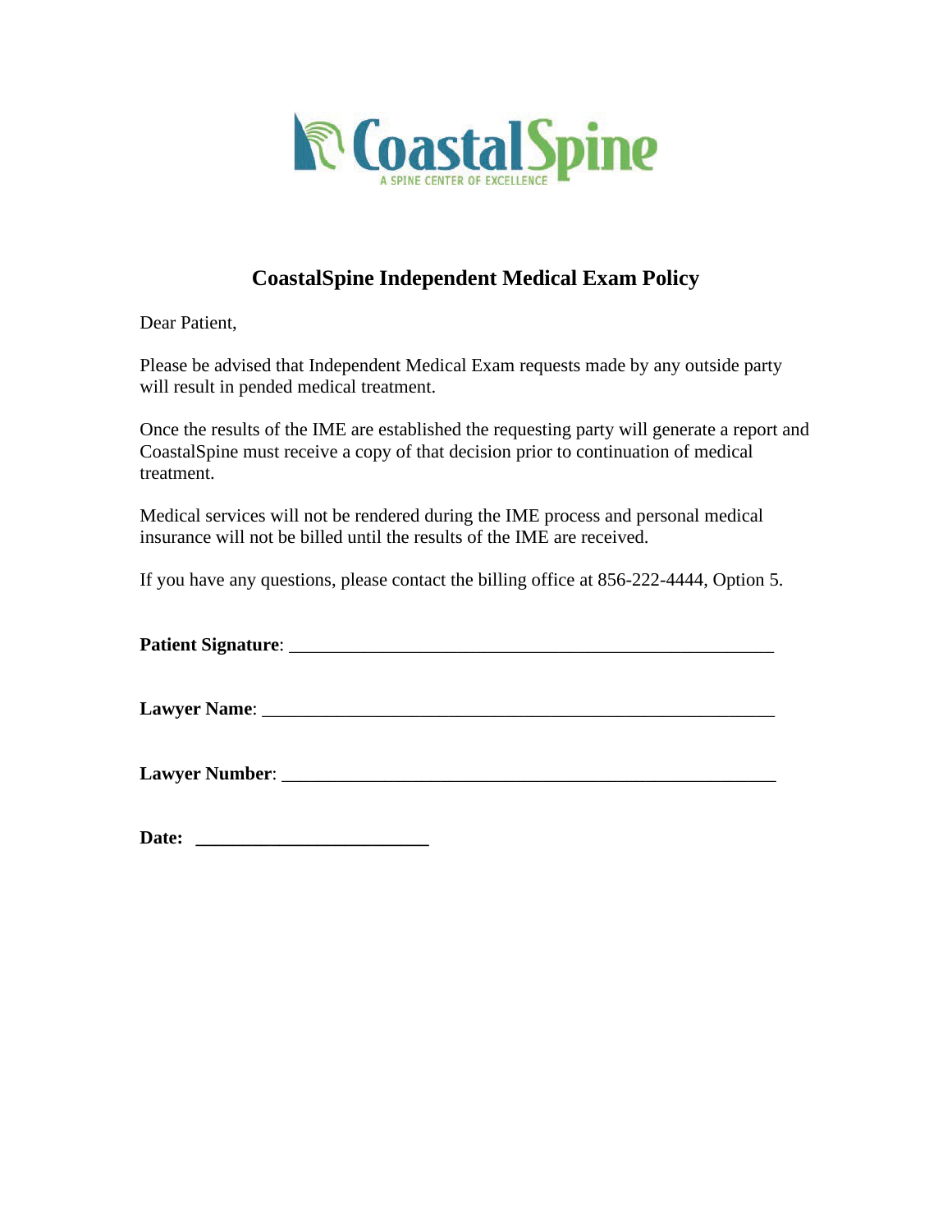CoastalSpine

A SPINE CENTER OF EXCELLENCE

## CoastalSpine Independent Medical Exam Policy

Dear Patient,

Please be advised that Independent Medical Exam requests made by any outside party will result in pended medical treatment.

Once the results of the IME are established the requesting party will generate a report and CoastalSpine must receive a copy of that decision prior to continuation of medical treatment.

Medical services will not be rendered during the IME process and personal medical insurance will not be billed until the results of the IME are received.

If you have any questions, please contact the billing office at 856-222-4444, Option 5.

**Patient Signature**: ______________________________________________________

**Lawyer Name**: _________________________________________________________

**Lawyer Number**: _______________________________________________________

**Date:** _________________________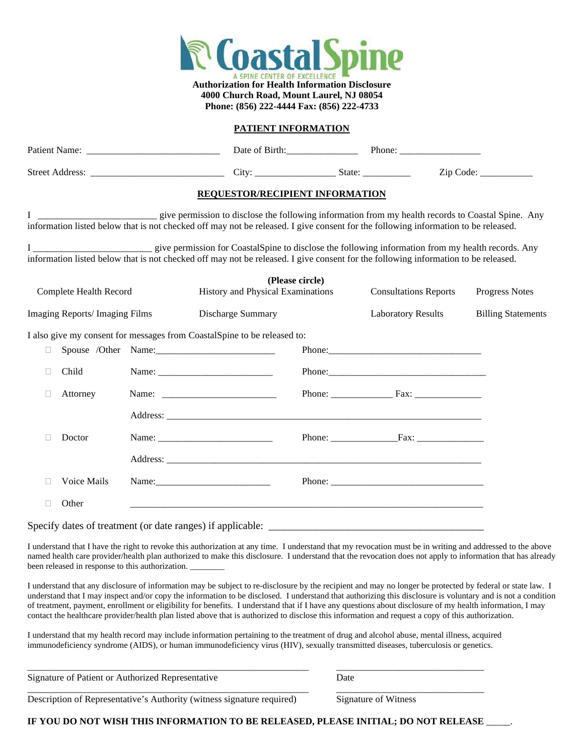# CoastalSpine

A SPINE CENTER OF EXCELLENCE

**Authorization for Health Information Disclosure**
**4000 Church Road, Mount Laurel, NJ 08054**
**Phone: (856) 222-4444 Fax: (856) 222-4733**

## PATIENT INFORMATION

Patient Name: ___________________________ Date of Birth:_______________ Phone: _________________

Street Address: ___________________________ City: ________________ State: __________ Zip Code: ___________

## REQUESTOR/RECIPIENT INFORMATION

I ________________________ give permission to disclose the following information from my health records to Coastal Spine. Any information listed below that is not checked off may not be released. I give consent for the following information to be released.

I ________________________ give permission for CoastalSpine to disclose the following information from my health records. Any information listed below that is not checked off may not be released. I give consent for the following information to be released.

**(Please circle)**

| | | | |
|---|---|---|---|
| Complete Health Record | History and Physical Examinations | Consultations Reports | Progress Notes |
| Imaging Reports/ Imaging Films | Discharge Summary | Laboratory Results | Billing Statements |

I also give my consent for messages from CoastalSpine to be released to:

- ☐ Spouse /Other Name:________________________ Phone:________________________________
- ☐ Child Name: ________________________ Phone:_________________________________
- ☐ Attorney Name: ________________________ Phone: _____________ Fax: ______________
  Address: _________________________________________________________________
- ☐ Doctor Name: ________________________ Phone: ______________Fax: ______________
  Address: _________________________________________________________________
- ☐ Voice Mails Name:________________________ Phone: ________________________________
- ☐ Other _________________________________________________________________

Specify dates of treatment (or date ranges) if applicable: __________________________________________

I understand that I have the right to revoke this authorization at any time. I understand that my revocation must be in writing and addressed to the above named health care provider/health plan authorized to make this disclosure. I understand that the revocation does not apply to information that has already been released in response to this authorization. ________

I understand that any disclosure of information may be subject to re-disclosure by the recipient and may no longer be protected by federal or state law. I understand that I may inspect and/or copy the information to be disclosed. I understand that authorizing this disclosure is voluntary and is not a condition of treatment, payment, enrollment or eligibility for benefits. I understand that if I have any questions about disclosure of my health information, I may contact the healthcare provider/health plan listed above that is authorized to disclose this information and request a copy of this authorization.

I understand that my health record may include information pertaining to the treatment of drug and alcohol abuse, mental illness, acquired immunodeficiency syndrome (AIDS), or human immunodeficiency virus (HIV), sexually transmitted diseases, tuberculosis or genetics.

___________________________________________________________ _______________________________
Signature of Patient or Authorized Representative Date

___________________________________________________________ _______________________________
Description of Representative's Authority (witness signature required) Signature of Witness

**IF YOU DO NOT WISH THIS INFORMATION TO BE RELEASED, PLEASE INITIAL; DO NOT RELEASE _____.**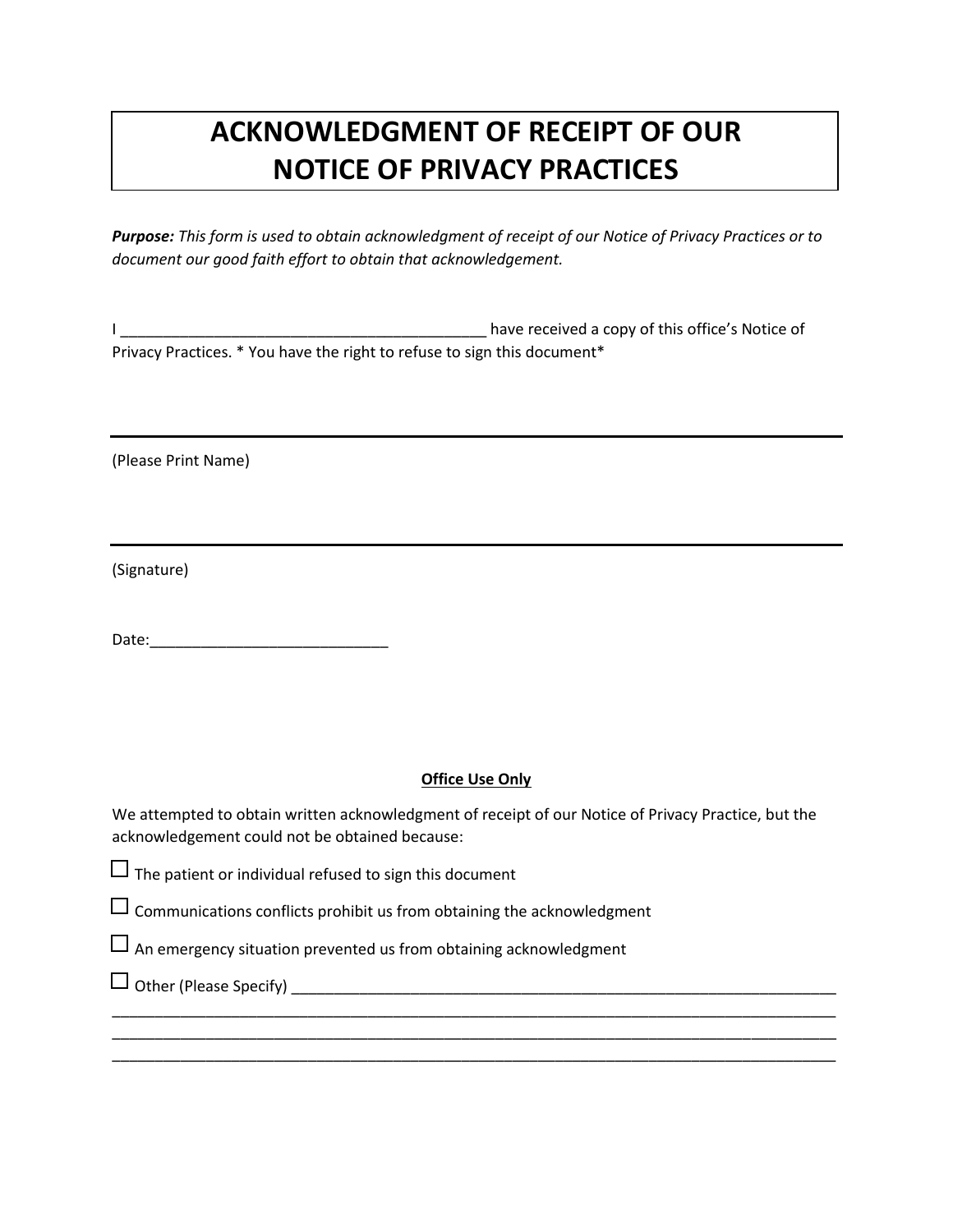# ACKNOWLEDGMENT OF RECEIPT OF OUR NOTICE OF PRIVACY PRACTICES

***Purpose:*** *This form is used to obtain acknowledgment of receipt of our Notice of Privacy Practices or to document our good faith effort to obtain that acknowledgement.*

I ____________________________________________ have received a copy of this office's Notice of Privacy Practices. * You have the right to refuse to sign this document*

___________________________________________________________________________

(Please Print Name)

___________________________________________________________________________

(Signature)

Date:____________________________

**<u>Office Use Only</u>**

We attempted to obtain written acknowledgment of receipt of our Notice of Privacy Practice, but the acknowledgement could not be obtained because:

☐ The patient or individual refused to sign this document

☐ Communications conflicts prohibit us from obtaining the acknowledgment

☐ An emergency situation prevented us from obtaining acknowledgment

☐ Other (Please Specify) ____________________________________________________________________
______________________________________________________________________________________
______________________________________________________________________________________
______________________________________________________________________________________